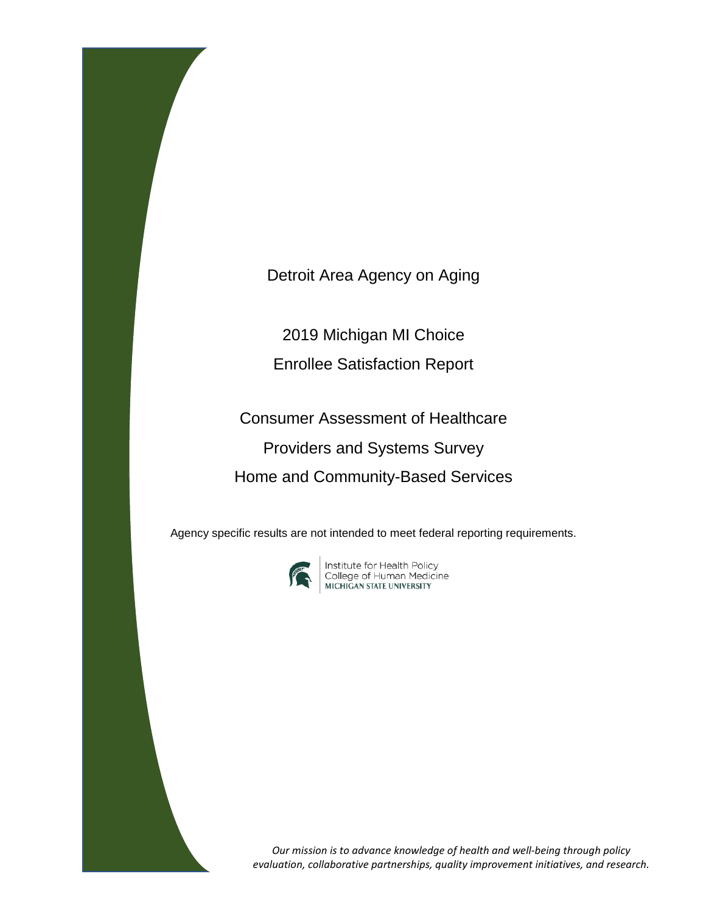# Detroit Area Agency on Aging

## 2019 Michigan MI Choice Enrollee Satisfaction Report

## Consumer Assessment of Healthcare Providers and Systems Survey Home and Community-Based Services

Agency specific results are not intended to meet federal reporting requirements.

Institute for Health Policy
College of Human Medicine
MICHIGAN STATE UNIVERSITY

*Our mission is to advance knowledge of health and well-being through policy evaluation, collaborative partnerships, quality improvement initiatives, and research.*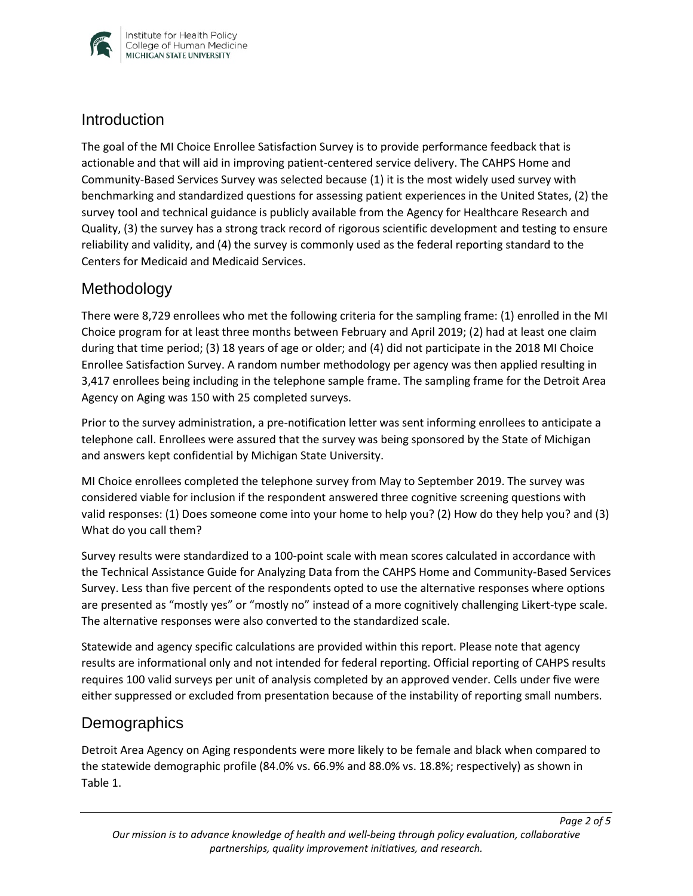## Introduction

The goal of the MI Choice Enrollee Satisfaction Survey is to provide performance feedback that is actionable and that will aid in improving patient-centered service delivery. The CAHPS Home and Community-Based Services Survey was selected because (1) it is the most widely used survey with benchmarking and standardized questions for assessing patient experiences in the United States, (2) the survey tool and technical guidance is publicly available from the Agency for Healthcare Research and Quality, (3) the survey has a strong track record of rigorous scientific development and testing to ensure reliability and validity, and (4) the survey is commonly used as the federal reporting standard to the Centers for Medicaid and Medicaid Services.

## Methodology

There were 8,729 enrollees who met the following criteria for the sampling frame: (1) enrolled in the MI Choice program for at least three months between February and April 2019; (2) had at least one claim during that time period; (3) 18 years of age or older; and (4) did not participate in the 2018 MI Choice Enrollee Satisfaction Survey. A random number methodology per agency was then applied resulting in 3,417 enrollees being including in the telephone sample frame. The sampling frame for the Detroit Area Agency on Aging was 150 with 25 completed surveys.

Prior to the survey administration, a pre-notification letter was sent informing enrollees to anticipate a telephone call. Enrollees were assured that the survey was being sponsored by the State of Michigan and answers kept confidential by Michigan State University.

MI Choice enrollees completed the telephone survey from May to September 2019. The survey was considered viable for inclusion if the respondent answered three cognitive screening questions with valid responses: (1) Does someone come into your home to help you? (2) How do they help you? and (3) What do you call them?

Survey results were standardized to a 100-point scale with mean scores calculated in accordance with the Technical Assistance Guide for Analyzing Data from the CAHPS Home and Community-Based Services Survey. Less than five percent of the respondents opted to use the alternative responses where options are presented as "mostly yes" or "mostly no" instead of a more cognitively challenging Likert-type scale. The alternative responses were also converted to the standardized scale.

Statewide and agency specific calculations are provided within this report. Please note that agency results are informational only and not intended for federal reporting. Official reporting of CAHPS results requires 100 valid surveys per unit of analysis completed by an approved vender. Cells under five were either suppressed or excluded from presentation because of the instability of reporting small numbers.

## Demographics

Detroit Area Agency on Aging respondents were more likely to be female and black when compared to the statewide demographic profile (84.0% vs. 66.9% and 88.0% vs. 18.8%; respectively) as shown in Table 1.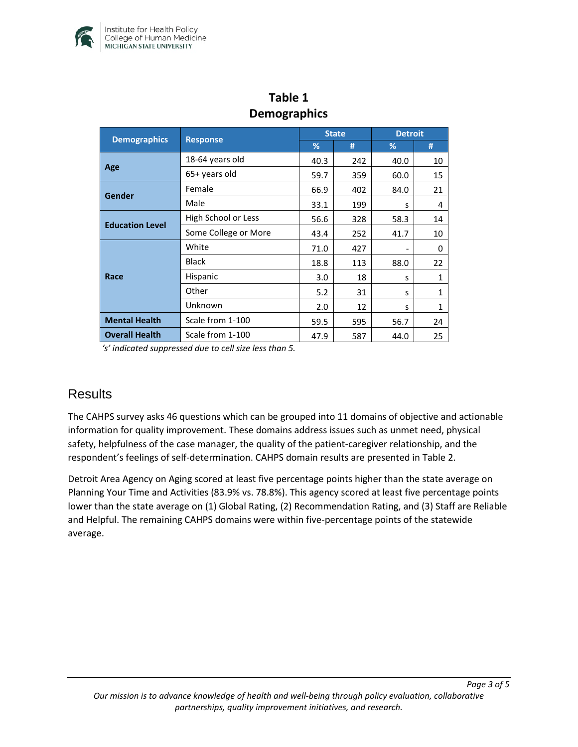**Table 1**
**Demographics**

| Demographics | Response | State | | Detroit | |
|---|---|---|---|---|---|
| | | % | # | % | # |
| Age | 18-64 years old | 40.3 | 242 | 40.0 | 10 |
| | 65+ years old | 59.7 | 359 | 60.0 | 15 |
| Gender | Female | 66.9 | 402 | 84.0 | 21 |
| | Male | 33.1 | 199 | s | 4 |
| Education Level | High School or Less | 56.6 | 328 | 58.3 | 14 |
| | Some College or More | 43.4 | 252 | 41.7 | 10 |
| Race | White | 71.0 | 427 | - | 0 |
| | Black | 18.8 | 113 | 88.0 | 22 |
| | Hispanic | 3.0 | 18 | s | 1 |
| | Other | 5.2 | 31 | s | 1 |
| | Unknown | 2.0 | 12 | s | 1 |
| Mental Health | Scale from 1-100 | 59.5 | 595 | 56.7 | 24 |
| Overall Health | Scale from 1-100 | 47.9 | 587 | 44.0 | 25 |

*'s' indicated suppressed due to cell size less than 5.*

## Results

The CAHPS survey asks 46 questions which can be grouped into 11 domains of objective and actionable information for quality improvement. These domains address issues such as unmet need, physical safety, helpfulness of the case manager, the quality of the patient-caregiver relationship, and the respondent's feelings of self-determination. CAHPS domain results are presented in Table 2.

Detroit Area Agency on Aging scored at least five percentage points higher than the state average on Planning Your Time and Activities (83.9% vs. 78.8%). This agency scored at least five percentage points lower than the state average on (1) Global Rating, (2) Recommendation Rating, and (3) Staff are Reliable and Helpful. The remaining CAHPS domains were within five-percentage points of the statewide average.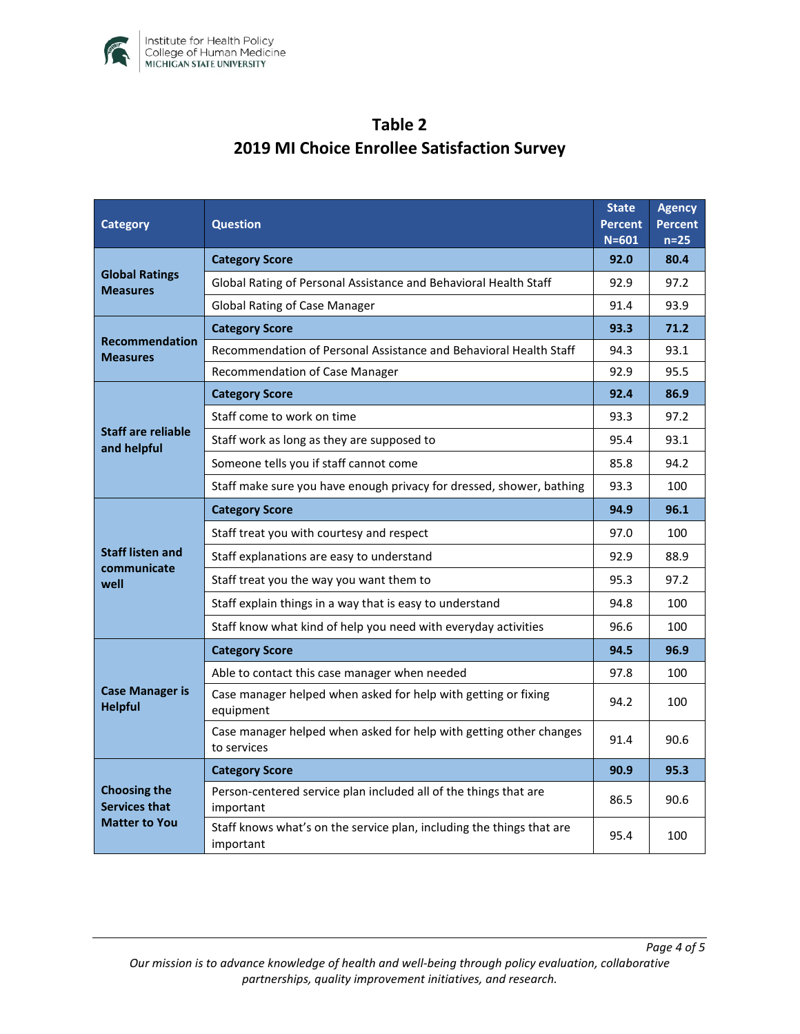## Table 2

## 2019 MI Choice Enrollee Satisfaction Survey

| Category | Question | State Percent N=601 | Agency Percent n=25 |
|---|---|---|---|
| **Global Ratings Measures** | **Category Score** | **92.0** | **80.4** |
| | Global Rating of Personal Assistance and Behavioral Health Staff | 92.9 | 97.2 |
| | Global Rating of Case Manager | 91.4 | 93.9 |
| **Recommendation Measures** | **Category Score** | **93.3** | **71.2** |
| | Recommendation of Personal Assistance and Behavioral Health Staff | 94.3 | 93.1 |
| | Recommendation of Case Manager | 92.9 | 95.5 |
| **Staff are reliable and helpful** | **Category Score** | **92.4** | **86.9** |
| | Staff come to work on time | 93.3 | 97.2 |
| | Staff work as long as they are supposed to | 95.4 | 93.1 |
| | Someone tells you if staff cannot come | 85.8 | 94.2 |
| | Staff make sure you have enough privacy for dressed, shower, bathing | 93.3 | 100 |
| **Staff listen and communicate well** | **Category Score** | **94.9** | **96.1** |
| | Staff treat you with courtesy and respect | 97.0 | 100 |
| | Staff explanations are easy to understand | 92.9 | 88.9 |
| | Staff treat you the way you want them to | 95.3 | 97.2 |
| | Staff explain things in a way that is easy to understand | 94.8 | 100 |
| | Staff know what kind of help you need with everyday activities | 96.6 | 100 |
| **Case Manager is Helpful** | **Category Score** | **94.5** | **96.9** |
| | Able to contact this case manager when needed | 97.8 | 100 |
| | Case manager helped when asked for help with getting or fixing equipment | 94.2 | 100 |
| | Case manager helped when asked for help with getting other changes to services | 91.4 | 90.6 |
| **Choosing the Services that Matter to You** | **Category Score** | **90.9** | **95.3** |
| | Person-centered service plan included all of the things that are important | 86.5 | 90.6 |
| | Staff knows what's on the service plan, including the things that are important | 95.4 | 100 |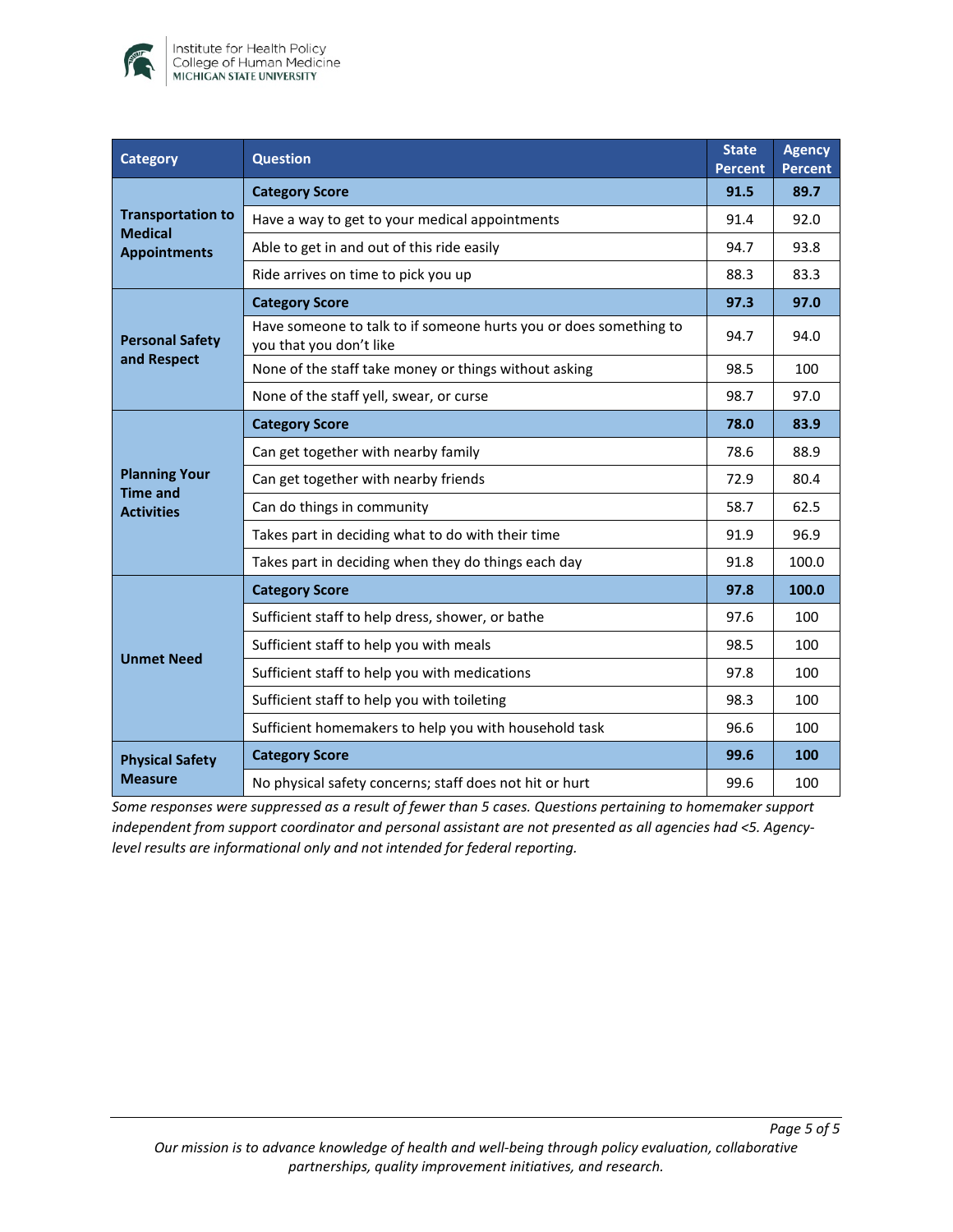| Category | Question | State Percent | Agency Percent |
|---|---|---|---|
| **Transportation to Medical Appointments** | **Category Score** | **91.5** | **89.7** |
| | Have a way to get to your medical appointments | 91.4 | 92.0 |
| | Able to get in and out of this ride easily | 94.7 | 93.8 |
| | Ride arrives on time to pick you up | 88.3 | 83.3 |
| **Personal Safety and Respect** | **Category Score** | **97.3** | **97.0** |
| | Have someone to talk to if someone hurts you or does something to you that you don't like | 94.7 | 94.0 |
| | None of the staff take money or things without asking | 98.5 | 100 |
| | None of the staff yell, swear, or curse | 98.7 | 97.0 |
| **Planning Your Time and Activities** | **Category Score** | **78.0** | **83.9** |
| | Can get together with nearby family | 78.6 | 88.9 |
| | Can get together with nearby friends | 72.9 | 80.4 |
| | Can do things in community | 58.7 | 62.5 |
| | Takes part in deciding what to do with their time | 91.9 | 96.9 |
| | Takes part in deciding when they do things each day | 91.8 | 100.0 |
| **Unmet Need** | **Category Score** | **97.8** | **100.0** |
| | Sufficient staff to help dress, shower, or bathe | 97.6 | 100 |
| | Sufficient staff to help you with meals | 98.5 | 100 |
| | Sufficient staff to help you with medications | 97.8 | 100 |
| | Sufficient staff to help you with toileting | 98.3 | 100 |
| | Sufficient homemakers to help you with household task | 96.6 | 100 |
| **Physical Safety Measure** | **Category Score** | **99.6** | **100** |
| | No physical safety concerns; staff does not hit or hurt | 99.6 | 100 |

*Some responses were suppressed as a result of fewer than 5 cases. Questions pertaining to homemaker support independent from support coordinator and personal assistant are not presented as all agencies had <5. Agency-level results are informational only and not intended for federal reporting.*